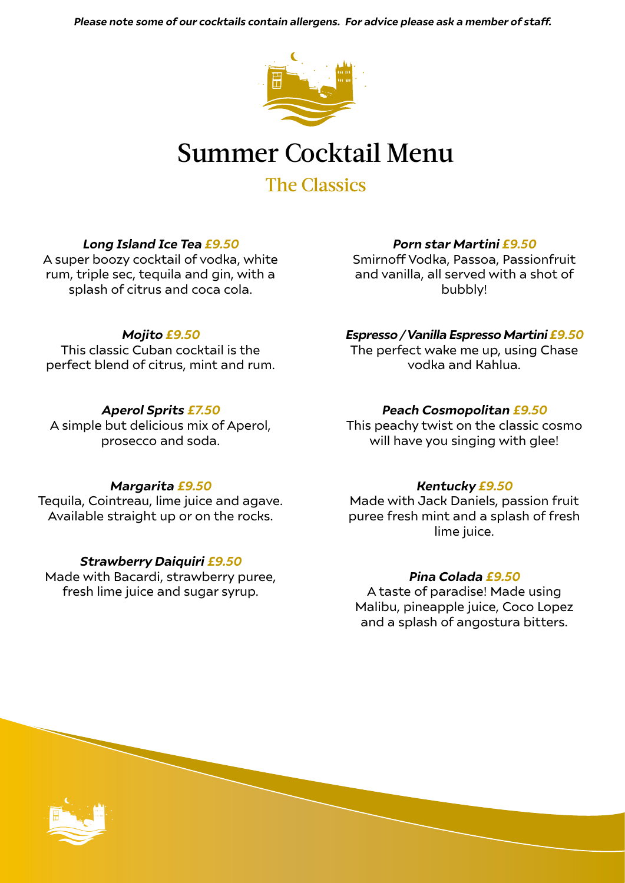***Please note some of our cocktails contain allergens. For advice please ask a member of staff.***

# Summer Cocktail Menu

## The Classics

***Long Island Ice Tea £9.50***
A super boozy cocktail of vodka, white rum, triple sec, tequila and gin, with a splash of citrus and coca cola.

***Mojito £9.50***
This classic Cuban cocktail is the perfect blend of citrus, mint and rum.

***Aperol Sprits £7.50***
A simple but delicious mix of Aperol, prosecco and soda.

***Margarita £9.50***
Tequila, Cointreau, lime juice and agave. Available straight up or on the rocks.

***Strawberry Daiquiri £9.50***
Made with Bacardi, strawberry puree, fresh lime juice and sugar syrup.

***Porn star Martini £9.50***
Smirnoff Vodka, Passoa, Passionfruit and vanilla, all served with a shot of bubbly!

***Espresso / Vanilla Espresso Martini £9.50***
The perfect wake me up, using Chase vodka and Kahlua.

***Peach Cosmopolitan £9.50***
This peachy twist on the classic cosmo will have you singing with glee!

***Kentucky £9.50***
Made with Jack Daniels, passion fruit puree fresh mint and a splash of fresh lime juice.

***Pina Colada £9.50***
A taste of paradise! Made using Malibu, pineapple juice, Coco Lopez and a splash of angostura bitters.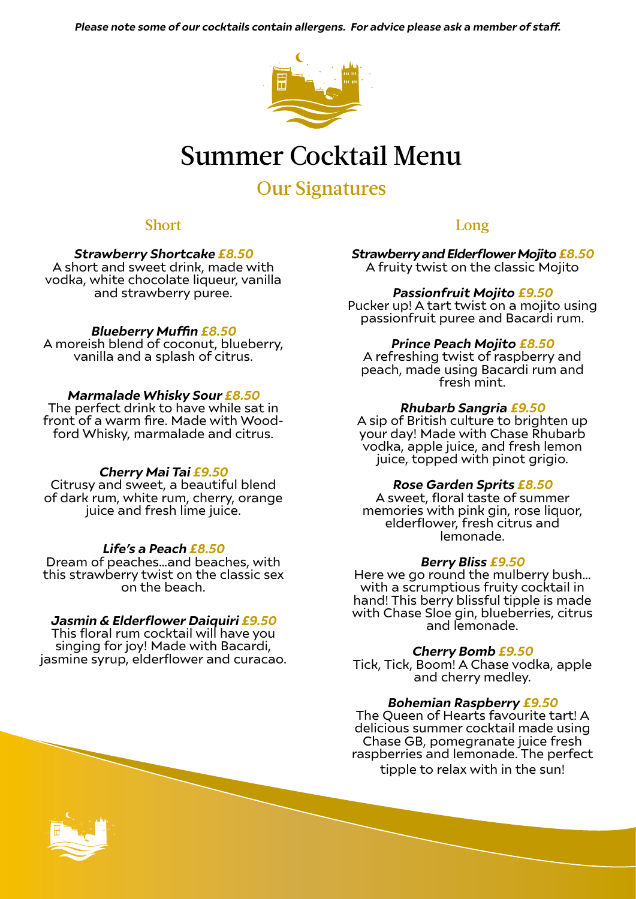*Please note some of our cocktails contain allergens. For advice please ask a member of staff.*

# Summer Cocktail Menu

## Our Signatures

### Short

***Strawberry Shortcake*** ***£8.50***
A short and sweet drink, made with vodka, white chocolate liqueur, vanilla and strawberry puree.

***Blueberry Muffin*** ***£8.50***
A moreish blend of coconut, blueberry, vanilla and a splash of citrus.

***Marmalade Whisky Sour*** ***£8.50***
The perfect drink to have while sat in front of a warm fire. Made with Woodford Whisky, marmalade and citrus.

***Cherry Mai Tai*** ***£9.50***
Citrusy and sweet, a beautiful blend of dark rum, white rum, cherry, orange juice and fresh lime juice.

***Life's a Peach*** ***£8.50***
Dream of peaches...and beaches, with this strawberry twist on the classic sex on the beach.

***Jasmin & Elderflower Daiquiri*** ***£9.50***
This floral rum cocktail will have you singing for joy! Made with Bacardi, jasmine syrup, elderflower and curacao.

### Long

***Strawberry and Elderflower Mojito*** ***£8.50***
A fruity twist on the classic Mojito

***Passionfruit Mojito*** ***£9.50***
Pucker up! A tart twist on a mojito using passionfruit puree and Bacardi rum.

***Prince Peach Mojito*** ***£8.50***
A refreshing twist of raspberry and peach, made using Bacardi rum and fresh mint.

***Rhubarb Sangria*** ***£9.50***
A sip of British culture to brighten up your day! Made with Chase Rhubarb vodka, apple juice, and fresh lemon juice, topped with pinot grigio.

***Rose Garden Sprits*** ***£8.50***
A sweet, floral taste of summer memories with pink gin, rose liquor, elderflower, fresh citrus and lemonade.

***Berry Bliss*** ***£9.50***
Here we go round the mulberry bush... with a scrumptious fruity cocktail in hand! This berry blissful tipple is made with Chase Sloe gin, blueberries, citrus and lemonade.

***Cherry Bomb*** ***£9.50***
Tick, Tick, Boom! A Chase vodka, apple and cherry medley.

***Bohemian Raspberry*** ***£9.50***
The Queen of Hearts favourite tart! A delicious summer cocktail made using Chase GB, pomegranate juice fresh raspberries and lemonade. The perfect tipple to relax with in the sun!